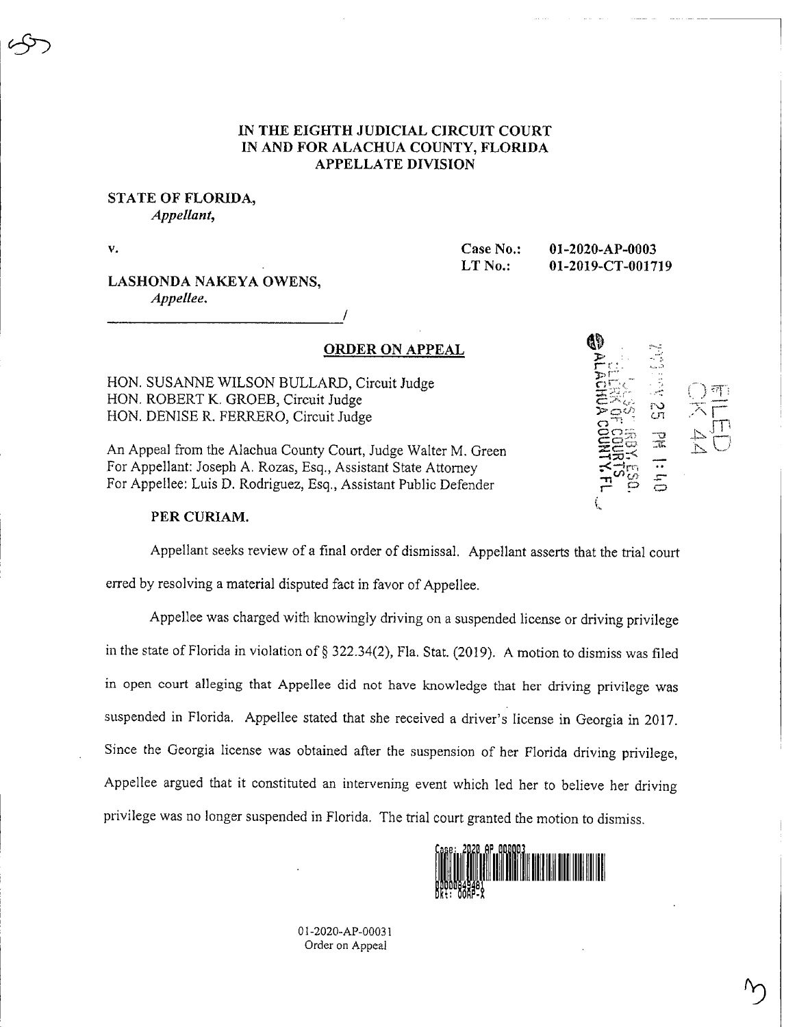**IN THE EIGHTH JUDICIAL CIRCUIT COURT
IN AND FOR ALACHUA COUNTY, FLORIDA
APPELLATE DIVISION**

**STATE OF FLORIDA,**
*Appellant,*

v.

**Case No.: 01-2020-AP-0003**
**LT No.: 01-2019-CT-001719**

**LASHONDA NAKEYA OWENS,**
*Appellee.*
_______________________________/

**ORDER ON APPEAL**

HON. SUSANNE WILSON BULLARD, Circuit Judge
HON. ROBERT K. GROEB, Circuit Judge
HON. DENISE R. FERRERO, Circuit Judge

An Appeal from the Alachua County Court, Judge Walter M. Green
For Appellant: Joseph A. Rozas, Esq., Assistant State Attorney
For Appellee: Luis D. Rodriguez, Esq., Assistant Public Defender

**PER CURIAM.**

Appellant seeks review of a final order of dismissal. Appellant asserts that the trial court erred by resolving a material disputed fact in favor of Appellee.

Appellee was charged with knowingly driving on a suspended license or driving privilege in the state of Florida in violation of § 322.34(2), Fla. Stat. (2019). A motion to dismiss was filed in open court alleging that Appellee did not have knowledge that her driving privilege was suspended in Florida. Appellee stated that she received a driver's license in Georgia in 2017. Since the Georgia license was obtained after the suspension of her Florida driving privilege, Appellee argued that it constituted an intervening event which led her to believe her driving privilege was no longer suspended in Florida. The trial court granted the motion to dismiss.

01-2020-AP-00031
Order on Appeal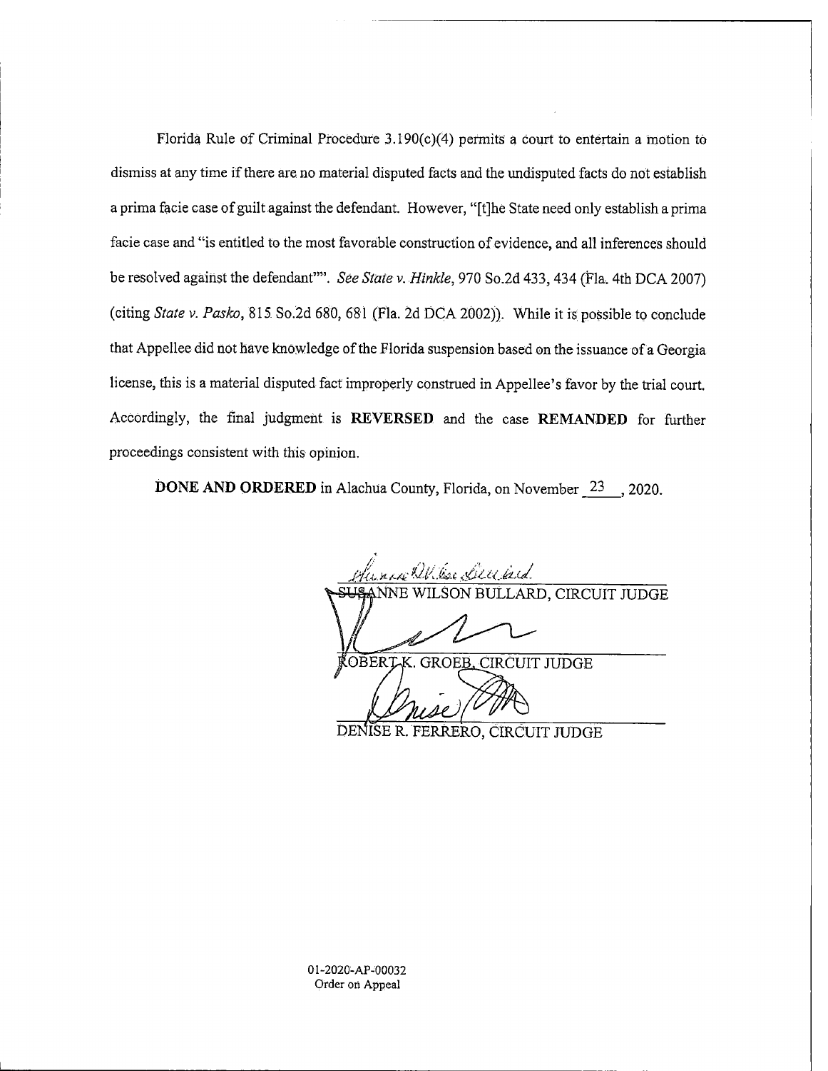Florida Rule of Criminal Procedure 3.190(c)(4) permits a court to entertain a motion to dismiss at any time if there are no material disputed facts and the undisputed facts do not establish a prima facie case of guilt against the defendant. However, "[t]he State need only establish a prima facie case and "is entitled to the most favorable construction of evidence, and all inferences should be resolved against the defendant"". *See State v. Hinkle*, 970 So.2d 433, 434 (Fla. 4th DCA 2007) (citing *State v. Pasko*, 815 So.2d 680, 681 (Fla. 2d DCA 2002)). While it is possible to conclude that Appellee did not have knowledge of the Florida suspension based on the issuance of a Georgia license, this is a material disputed fact improperly construed in Appellee's favor by the trial court. Accordingly, the final judgment is **REVERSED** and the case **REMANDED** for further proceedings consistent with this opinion.

**DONE AND ORDERED** in Alachua County, Florida, on November 23, 2020.

SUSANNE WILSON BULLARD, CIRCUIT JUDGE

ROBERT K. GROEB, CIRCUIT JUDGE

DENISE R. FERRERO, CIRCUIT JUDGE

01-2020-AP-00032
Order on Appeal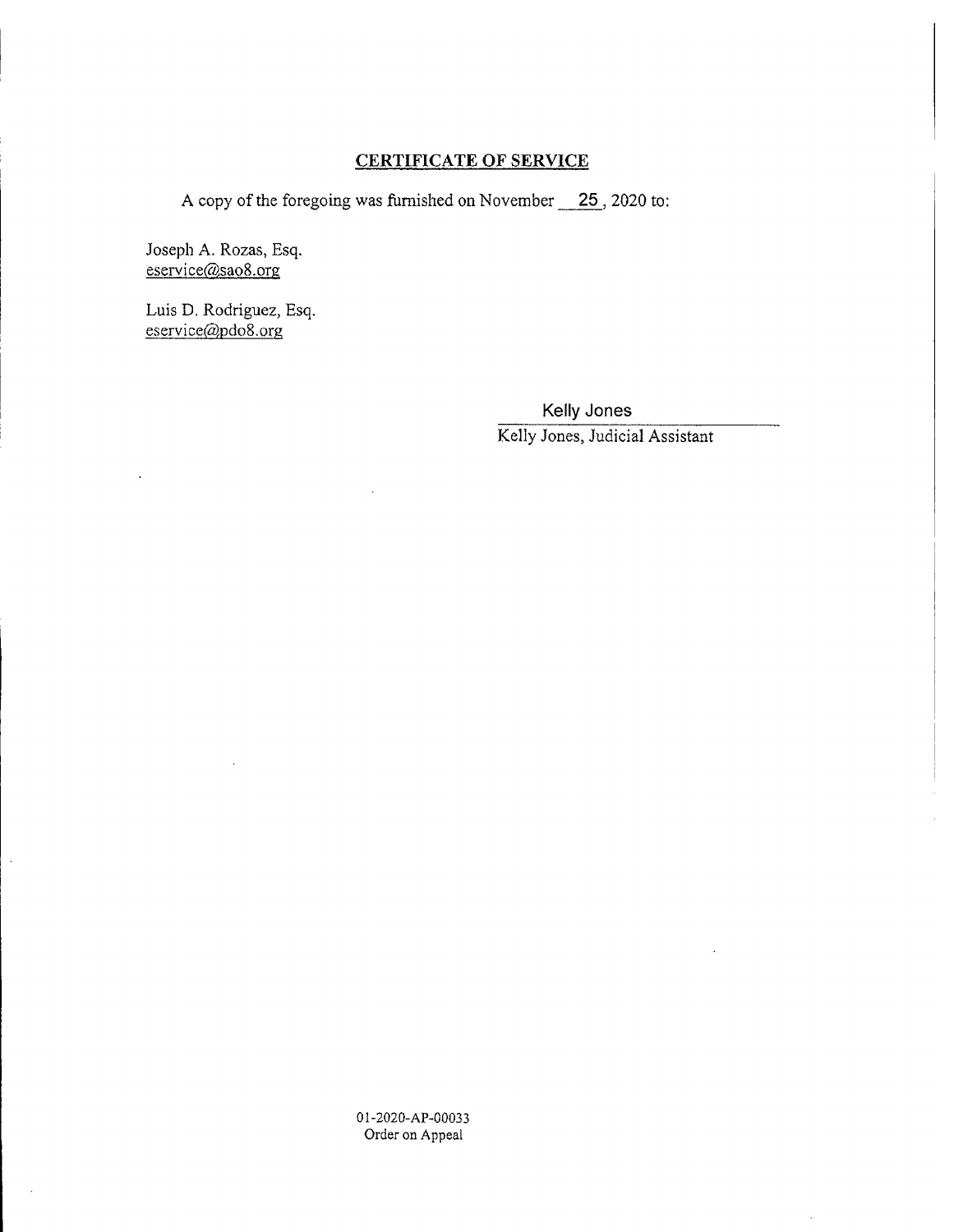## CERTIFICATE OF SERVICE

A copy of the foregoing was furnished on November 25, 2020 to:

Joseph A. Rozas, Esq.
eservice@sao8.org

Luis D. Rodriguez, Esq.
eservice@pdo8.org

Kelly Jones

Kelly Jones, Judicial Assistant

01-2020-AP-00033
Order on Appeal